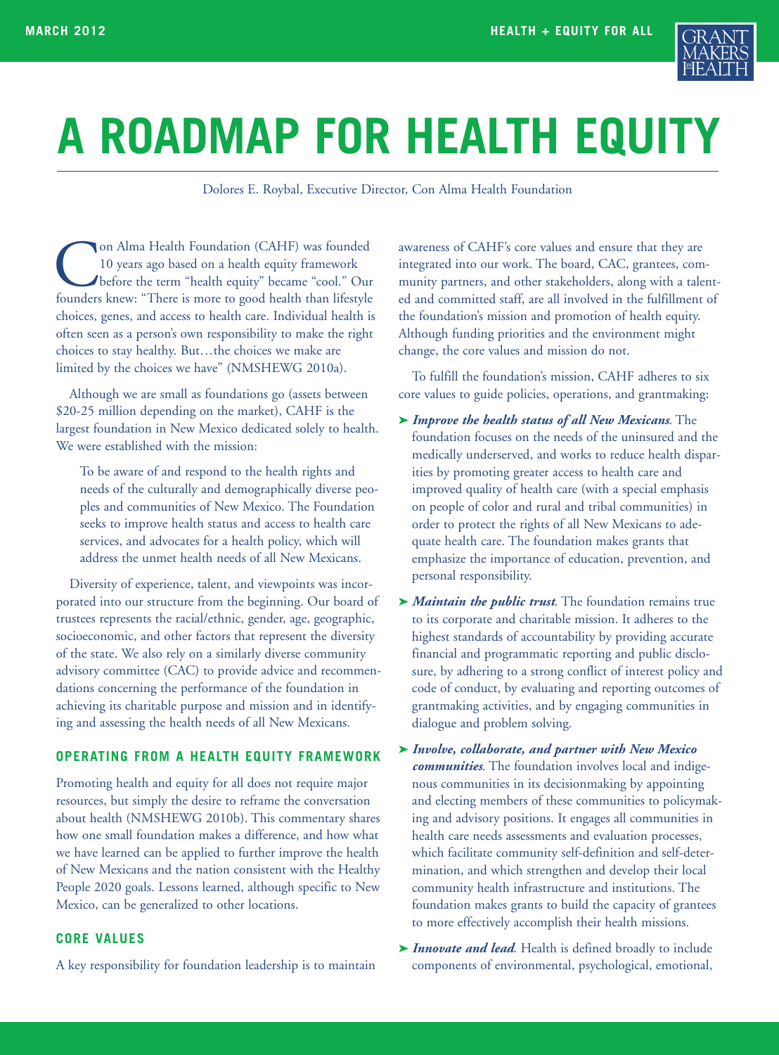# A ROADMAP FOR HEALTH EQUITY

Dolores E. Roybal, Executive Director, Con Alma Health Foundation

Con Alma Health Foundation (CAHF) was founded 10 years ago based on a health equity framework before the term "health equity" became "cool." Our founders knew: "There is more to good health than lifestyle choices, genes, and access to health care. Individual health is often seen as a person's own responsibility to make the right choices to stay healthy. But…the choices we make are limited by the choices we have" (NMSHEWG 2010a).

Although we are small as foundations go (assets between $20-25 million depending on the market), CAHF is the largest foundation in New Mexico dedicated solely to health. We were established with the mission:

> To be aware of and respond to the health rights and needs of the culturally and demographically diverse peoples and communities of New Mexico. The Foundation seeks to improve health status and access to health care services, and advocates for a health policy, which will address the unmet health needs of all New Mexicans.

Diversity of experience, talent, and viewpoints was incorporated into our structure from the beginning. Our board of trustees represents the racial/ethnic, gender, age, geographic, socioeconomic, and other factors that represent the diversity of the state. We also rely on a similarly diverse community advisory committee (CAC) to provide advice and recommendations concerning the performance of the foundation in achieving its charitable purpose and mission and in identifying and assessing the health needs of all New Mexicans.

## OPERATING FROM A HEALTH EQUITY FRAMEWORK

Promoting health and equity for all does not require major resources, but simply the desire to reframe the conversation about health (NMSHEWG 2010b). This commentary shares how one small foundation makes a difference, and how what we have learned can be applied to further improve the health of New Mexicans and the nation consistent with the Healthy People 2020 goals. Lessons learned, although specific to New Mexico, can be generalized to other locations.

## CORE VALUES

A key responsibility for foundation leadership is to maintain awareness of CAHF's core values and ensure that they are integrated into our work. The board, CAC, grantees, community partners, and other stakeholders, along with a talented and committed staff, are all involved in the fulfillment of the foundation's mission and promotion of health equity. Although funding priorities and the environment might change, the core values and mission do not.

To fulfill the foundation's mission, CAHF adheres to six core values to guide policies, operations, and grantmaking:

- ***Improve the health status of all New Mexicans***. The foundation focuses on the needs of the uninsured and the medically underserved, and works to reduce health disparities by promoting greater access to health care and improved quality of health care (with a special emphasis on people of color and rural and tribal communities) in order to protect the rights of all New Mexicans to adequate health care. The foundation makes grants that emphasize the importance of education, prevention, and personal responsibility.
- ***Maintain the public trust***. The foundation remains true to its corporate and charitable mission. It adheres to the highest standards of accountability by providing accurate financial and programmatic reporting and public disclosure, by adhering to a strong conflict of interest policy and code of conduct, by evaluating and reporting outcomes of grantmaking activities, and by engaging communities in dialogue and problem solving.
- ***Involve, collaborate, and partner with New Mexico communities***. The foundation involves local and indigenous communities in its decisionmaking by appointing and electing members of these communities to policymaking and advisory positions. It engages all communities in health care needs assessments and evaluation processes, which facilitate community self-definition and self-determination, and which strengthen and develop their local community health infrastructure and institutions. The foundation makes grants to build the capacity of grantees to more effectively accomplish their health missions.
- ***Innovate and lead***. Health is defined broadly to include components of environmental, psychological, emotional,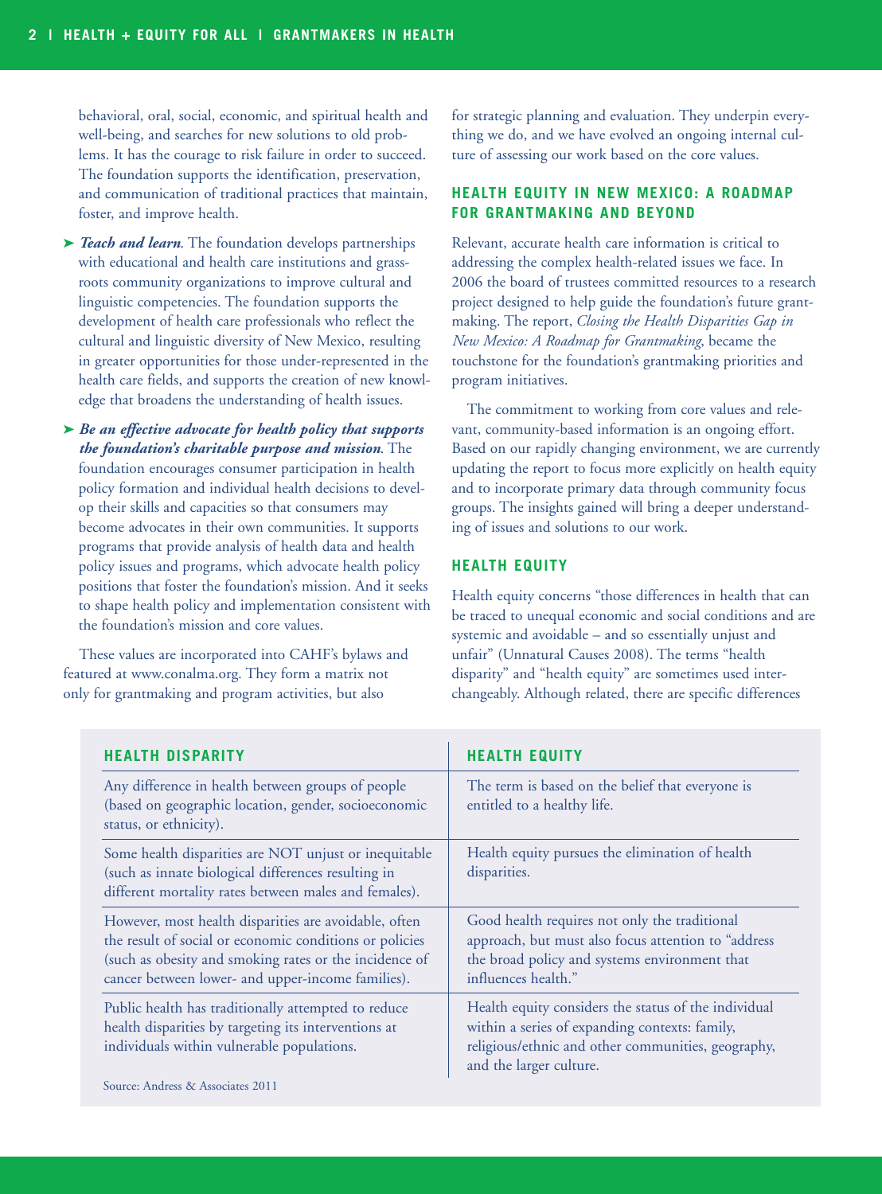behavioral, oral, social, economic, and spiritual health and well-being, and searches for new solutions to old problems. It has the courage to risk failure in order to succeed. The foundation supports the identification, preservation, and communication of traditional practices that maintain, foster, and improve health.

- ***Teach and learn***. The foundation develops partnerships with educational and health care institutions and grassroots community organizations to improve cultural and linguistic competencies. The foundation supports the development of health care professionals who reflect the cultural and linguistic diversity of New Mexico, resulting in greater opportunities for those under-represented in the health care fields, and supports the creation of new knowledge that broadens the understanding of health issues.
- ***Be an effective advocate for health policy that supports the foundation's charitable purpose and mission***. The foundation encourages consumer participation in health policy formation and individual health decisions to develop their skills and capacities so that consumers may become advocates in their own communities. It supports programs that provide analysis of health data and health policy issues and programs, which advocate health policy positions that foster the foundation's mission. And it seeks to shape health policy and implementation consistent with the foundation's mission and core values.

These values are incorporated into CAHF's bylaws and featured at www.conalma.org. They form a matrix not only for grantmaking and program activities, but also for strategic planning and evaluation. They underpin everything we do, and we have evolved an ongoing internal culture of assessing our work based on the core values.

## HEALTH EQUITY IN NEW MEXICO: A ROADMAP FOR GRANTMAKING AND BEYOND

Relevant, accurate health care information is critical to addressing the complex health-related issues we face. In 2006 the board of trustees committed resources to a research project designed to help guide the foundation's future grantmaking. The report, *Closing the Health Disparities Gap in New Mexico: A Roadmap for Grantmaking*, became the touchstone for the foundation's grantmaking priorities and program initiatives.

The commitment to working from core values and relevant, community-based information is an ongoing effort. Based on our rapidly changing environment, we are currently updating the report to focus more explicitly on health equity and to incorporate primary data through community focus groups. The insights gained will bring a deeper understanding of issues and solutions to our work.

## HEALTH EQUITY

Health equity concerns "those differences in health that can be traced to unequal economic and social conditions and are systemic and avoidable – and so essentially unjust and unfair" (Unnatural Causes 2008). The terms "health disparity" and "health equity" are sometimes used interchangeably. Although related, there are specific differences

| HEALTH DISPARITY | HEALTH EQUITY |
|---|---|
| Any difference in health between groups of people (based on geographic location, gender, socioeconomic status, or ethnicity). | The term is based on the belief that everyone is entitled to a healthy life. |
| Some health disparities are NOT unjust or inequitable (such as innate biological differences resulting in different mortality rates between males and females). | Health equity pursues the elimination of health disparities. |
| However, most health disparities are avoidable, often the result of social or economic conditions or policies (such as obesity and smoking rates or the incidence of cancer between lower- and upper-income families). | Good health requires not only the traditional approach, but must also focus attention to "address the broad policy and systems environment that influences health." |
| Public health has traditionally attempted to reduce health disparities by targeting its interventions at individuals within vulnerable populations. | Health equity considers the status of the individual within a series of expanding contexts: family, religious/ethnic and other communities, geography, and the larger culture. |

Source: Andress & Associates 2011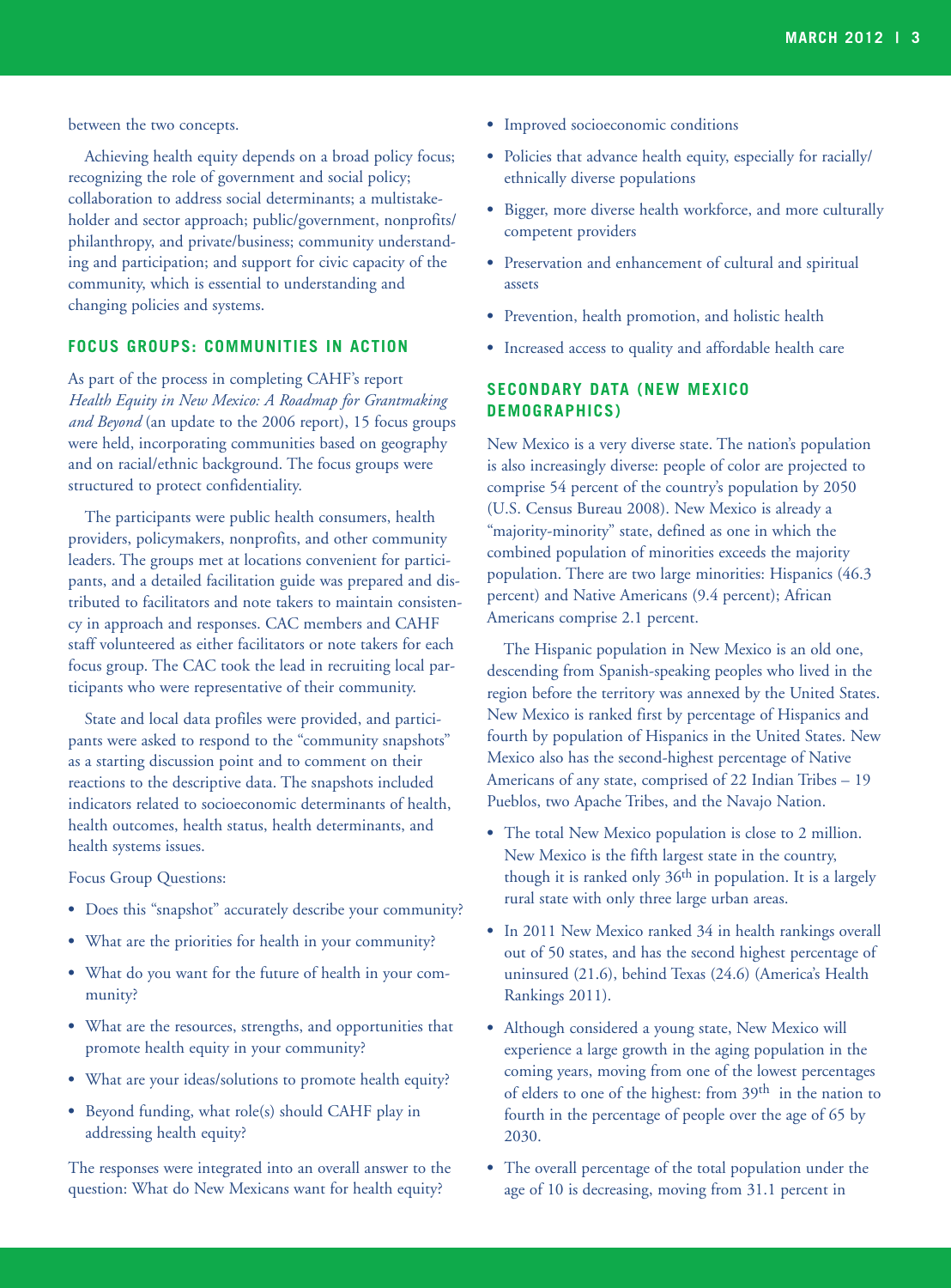between the two concepts.

Achieving health equity depends on a broad policy focus; recognizing the role of government and social policy; collaboration to address social determinants; a multistakeholder and sector approach; public/government, nonprofits/philanthropy, and private/business; community understanding and participation; and support for civic capacity of the community, which is essential to understanding and changing policies and systems.

## FOCUS GROUPS: COMMUNITIES IN ACTION

As part of the process in completing CAHF's report *Health Equity in New Mexico: A Roadmap for Grantmaking and Beyond* (an update to the 2006 report), 15 focus groups were held, incorporating communities based on geography and on racial/ethnic background. The focus groups were structured to protect confidentiality.

The participants were public health consumers, health providers, policymakers, nonprofits, and other community leaders. The groups met at locations convenient for participants, and a detailed facilitation guide was prepared and distributed to facilitators and note takers to maintain consistency in approach and responses. CAC members and CAHF staff volunteered as either facilitators or note takers for each focus group. The CAC took the lead in recruiting local participants who were representative of their community.

State and local data profiles were provided, and participants were asked to respond to the "community snapshots" as a starting discussion point and to comment on their reactions to the descriptive data. The snapshots included indicators related to socioeconomic determinants of health, health outcomes, health status, health determinants, and health systems issues.

Focus Group Questions:

- Does this "snapshot" accurately describe your community?
- What are the priorities for health in your community?
- What do you want for the future of health in your community?
- What are the resources, strengths, and opportunities that promote health equity in your community?
- What are your ideas/solutions to promote health equity?
- Beyond funding, what role(s) should CAHF play in addressing health equity?

The responses were integrated into an overall answer to the question: What do New Mexicans want for health equity?

- Improved socioeconomic conditions
- Policies that advance health equity, especially for racially/ethnically diverse populations
- Bigger, more diverse health workforce, and more culturally competent providers
- Preservation and enhancement of cultural and spiritual assets
- Prevention, health promotion, and holistic health
- Increased access to quality and affordable health care

## SECONDARY DATA (NEW MEXICO DEMOGRAPHICS)

New Mexico is a very diverse state. The nation's population is also increasingly diverse: people of color are projected to comprise 54 percent of the country's population by 2050 (U.S. Census Bureau 2008). New Mexico is already a "majority-minority" state, defined as one in which the combined population of minorities exceeds the majority population. There are two large minorities: Hispanics (46.3 percent) and Native Americans (9.4 percent); African Americans comprise 2.1 percent.

The Hispanic population in New Mexico is an old one, descending from Spanish-speaking peoples who lived in the region before the territory was annexed by the United States. New Mexico is ranked first by percentage of Hispanics and fourth by population of Hispanics in the United States. New Mexico also has the second-highest percentage of Native Americans of any state, comprised of 22 Indian Tribes – 19 Pueblos, two Apache Tribes, and the Navajo Nation.

- The total New Mexico population is close to 2 million. New Mexico is the fifth largest state in the country, though it is ranked only 36th in population. It is a largely rural state with only three large urban areas.
- In 2011 New Mexico ranked 34 in health rankings overall out of 50 states, and has the second highest percentage of uninsured (21.6), behind Texas (24.6) (America's Health Rankings 2011).
- Although considered a young state, New Mexico will experience a large growth in the aging population in the coming years, moving from one of the lowest percentages of elders to one of the highest: from 39th in the nation to fourth in the percentage of people over the age of 65 by 2030.
- The overall percentage of the total population under the age of 10 is decreasing, moving from 31.1 percent in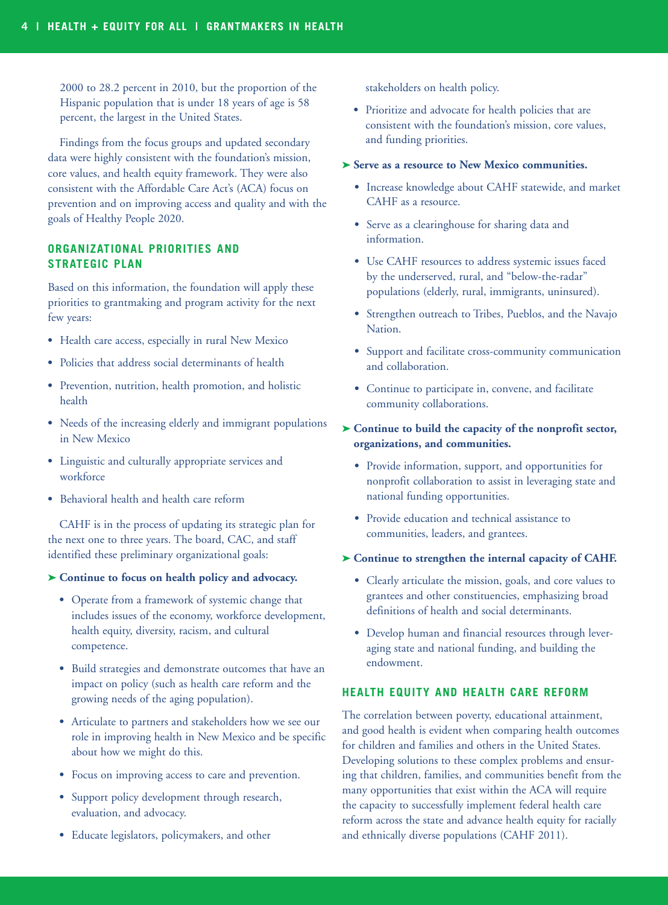2000 to 28.2 percent in 2010, but the proportion of the Hispanic population that is under 18 years of age is 58 percent, the largest in the United States.

Findings from the focus groups and updated secondary data were highly consistent with the foundation's mission, core values, and health equity framework. They were also consistent with the Affordable Care Act's (ACA) focus on prevention and on improving access and quality and with the goals of Healthy People 2020.

## ORGANIZATIONAL PRIORITIES AND STRATEGIC PLAN

Based on this information, the foundation will apply these priorities to grantmaking and program activity for the next few years:

- Health care access, especially in rural New Mexico
- Policies that address social determinants of health
- Prevention, nutrition, health promotion, and holistic health
- Needs of the increasing elderly and immigrant populations in New Mexico
- Linguistic and culturally appropriate services and workforce
- Behavioral health and health care reform

CAHF is in the process of updating its strategic plan for the next one to three years. The board, CAC, and staff identified these preliminary organizational goals:

➤ **Continue to focus on health policy and advocacy.**

- Operate from a framework of systemic change that includes issues of the economy, workforce development, health equity, diversity, racism, and cultural competence.
- Build strategies and demonstrate outcomes that have an impact on policy (such as health care reform and the growing needs of the aging population).
- Articulate to partners and stakeholders how we see our role in improving health in New Mexico and be specific about how we might do this.
- Focus on improving access to care and prevention.
- Support policy development through research, evaluation, and advocacy.
- Educate legislators, policymakers, and other stakeholders on health policy.
- Prioritize and advocate for health policies that are consistent with the foundation's mission, core values, and funding priorities.

➤ **Serve as a resource to New Mexico communities.**

- Increase knowledge about CAHF statewide, and market CAHF as a resource.
- Serve as a clearinghouse for sharing data and information.
- Use CAHF resources to address systemic issues faced by the underserved, rural, and "below-the-radar" populations (elderly, rural, immigrants, uninsured).
- Strengthen outreach to Tribes, Pueblos, and the Navajo Nation.
- Support and facilitate cross-community communication and collaboration.
- Continue to participate in, convene, and facilitate community collaborations.

➤ **Continue to build the capacity of the nonprofit sector, organizations, and communities.**

- Provide information, support, and opportunities for nonprofit collaboration to assist in leveraging state and national funding opportunities.
- Provide education and technical assistance to communities, leaders, and grantees.

➤ **Continue to strengthen the internal capacity of CAHF.**

- Clearly articulate the mission, goals, and core values to grantees and other constituencies, emphasizing broad definitions of health and social determinants.
- Develop human and financial resources through leveraging state and national funding, and building the endowment.

## HEALTH EQUITY AND HEALTH CARE REFORM

The correlation between poverty, educational attainment, and good health is evident when comparing health outcomes for children and families and others in the United States. Developing solutions to these complex problems and ensuring that children, families, and communities benefit from the many opportunities that exist within the ACA will require the capacity to successfully implement federal health care reform across the state and advance health equity for racially and ethnically diverse populations (CAHF 2011).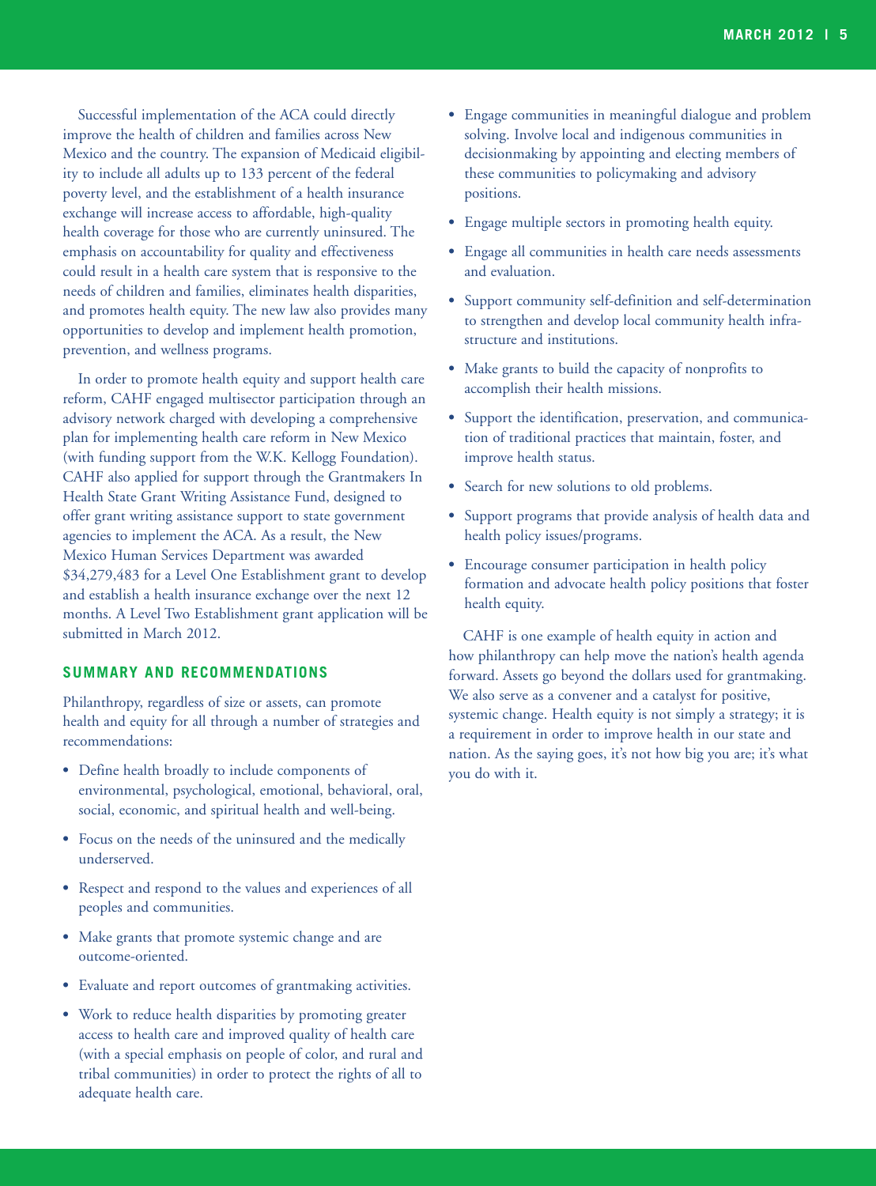Successful implementation of the ACA could directly improve the health of children and families across New Mexico and the country. The expansion of Medicaid eligibility to include all adults up to 133 percent of the federal poverty level, and the establishment of a health insurance exchange will increase access to affordable, high-quality health coverage for those who are currently uninsured. The emphasis on accountability for quality and effectiveness could result in a health care system that is responsive to the needs of children and families, eliminates health disparities, and promotes health equity. The new law also provides many opportunities to develop and implement health promotion, prevention, and wellness programs.

In order to promote health equity and support health care reform, CAHF engaged multisector participation through an advisory network charged with developing a comprehensive plan for implementing health care reform in New Mexico (with funding support from the W.K. Kellogg Foundation). CAHF also applied for support through the Grantmakers In Health State Grant Writing Assistance Fund, designed to offer grant writing assistance support to state government agencies to implement the ACA. As a result, the New Mexico Human Services Department was awarded $34,279,483 for a Level One Establishment grant to develop and establish a health insurance exchange over the next 12 months. A Level Two Establishment grant application will be submitted in March 2012.

## SUMMARY AND RECOMMENDATIONS

Philanthropy, regardless of size or assets, can promote health and equity for all through a number of strategies and recommendations:

- Define health broadly to include components of environmental, psychological, emotional, behavioral, oral, social, economic, and spiritual health and well-being.
- Focus on the needs of the uninsured and the medically underserved.
- Respect and respond to the values and experiences of all peoples and communities.
- Make grants that promote systemic change and are outcome-oriented.
- Evaluate and report outcomes of grantmaking activities.
- Work to reduce health disparities by promoting greater access to health care and improved quality of health care (with a special emphasis on people of color, and rural and tribal communities) in order to protect the rights of all to adequate health care.
- Engage communities in meaningful dialogue and problem solving. Involve local and indigenous communities in decisionmaking by appointing and electing members of these communities to policymaking and advisory positions.
- Engage multiple sectors in promoting health equity.
- Engage all communities in health care needs assessments and evaluation.
- Support community self-definition and self-determination to strengthen and develop local community health infrastructure and institutions.
- Make grants to build the capacity of nonprofits to accomplish their health missions.
- Support the identification, preservation, and communication of traditional practices that maintain, foster, and improve health status.
- Search for new solutions to old problems.
- Support programs that provide analysis of health data and health policy issues/programs.
- Encourage consumer participation in health policy formation and advocate health policy positions that foster health equity.

CAHF is one example of health equity in action and how philanthropy can help move the nation's health agenda forward. Assets go beyond the dollars used for grantmaking. We also serve as a convener and a catalyst for positive, systemic change. Health equity is not simply a strategy; it is a requirement in order to improve health in our state and nation. As the saying goes, it's not how big you are; it's what you do with it.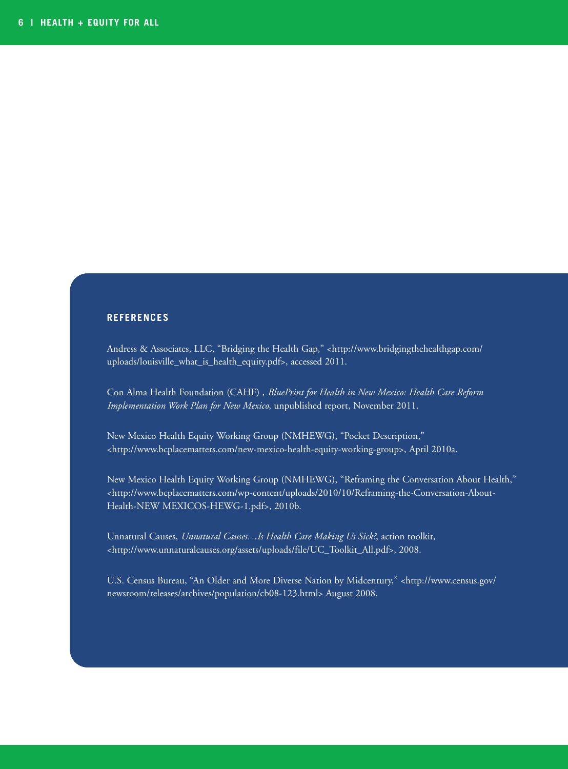## REFERENCES

Andress & Associates, LLC, "Bridging the Health Gap," <http://www.bridgingthehealthgap.com/uploads/louisville_what_is_health_equity.pdf>, accessed 2011.

Con Alma Health Foundation (CAHF) , *BluePrint for Health in New Mexico: Health Care Reform Implementation Work Plan for New Mexico*, unpublished report, November 2011.

New Mexico Health Equity Working Group (NMHEWG), "Pocket Description," <http://www.bcplacematters.com/new-mexico-health-equity-working-group>, April 2010a.

New Mexico Health Equity Working Group (NMHEWG), "Reframing the Conversation About Health," <http://www.bcplacematters.com/wp-content/uploads/2010/10/Reframing-the-Conversation-About-Health-NEW MEXICOS-HEWG-1.pdf>, 2010b.

Unnatural Causes, *Unnatural Causes…Is Health Care Making Us Sick?*, action toolkit, <http://www.unnaturalcauses.org/assets/uploads/file/UC_Toolkit_All.pdf>, 2008.

U.S. Census Bureau, "An Older and More Diverse Nation by Midcentury," <http://www.census.gov/newsroom/releases/archives/population/cb08-123.html> August 2008.